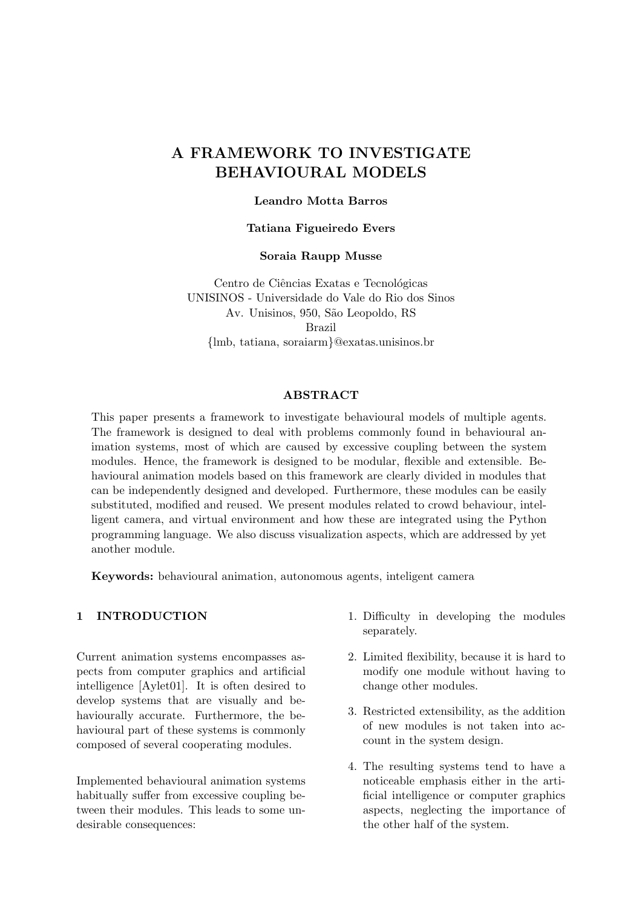# A FRAMEWORK TO INVESTIGATE BEHAVIOURAL MODELS

**Leandro Motta Barros**

**Tatiana Figueiredo Evers**

**Soraia Raupp Musse**

Centro de Ciências Exatas e Tecnológicas
UNISINOS - Universidade do Vale do Rio dos Sinos
Av. Unisinos, 950, São Leopoldo, RS
Brazil
{lmb, tatiana, soraiarm}@exatas.unisinos.br

## ABSTRACT

This paper presents a framework to investigate behavioural models of multiple agents. The framework is designed to deal with problems commonly found in behavioural animation systems, most of which are caused by excessive coupling between the system modules. Hence, the framework is designed to be modular, flexible and extensible. Behavioural animation models based on this framework are clearly divided in modules that can be independently designed and developed. Furthermore, these modules can be easily substituted, modified and reused. We present modules related to crowd behaviour, intelligent camera, and virtual environment and how these are integrated using the Python programming language. We also discuss visualization aspects, which are addressed by yet another module.

**Keywords:** behavioural animation, autonomous agents, inteligent camera

## 1 INTRODUCTION

Current animation systems encompasses aspects from computer graphics and artificial intelligence [Aylet01]. It is often desired to develop systems that are visually and behaviourally accurate. Furthermore, the behavioural part of these systems is commonly composed of several cooperating modules.

Implemented behavioural animation systems habitually suffer from excessive coupling between their modules. This leads to some undesirable consequences:

1. Difficulty in developing the modules separately.
2. Limited flexibility, because it is hard to modify one module without having to change other modules.
3. Restricted extensibility, as the addition of new modules is not taken into account in the system design.
4. The resulting systems tend to have a noticeable emphasis either in the artificial intelligence or computer graphics aspects, neglecting the importance of the other half of the system.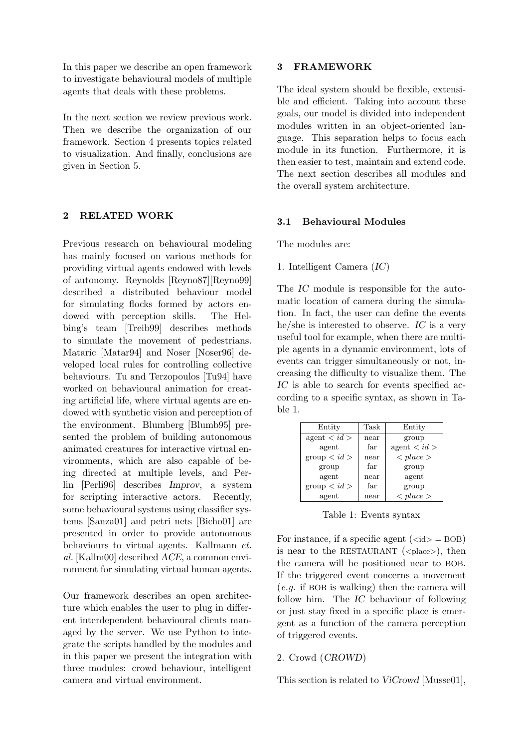In this paper we describe an open framework to investigate behavioural models of multiple agents that deals with these problems.

In the next section we review previous work. Then we describe the organization of our framework. Section 4 presents topics related to visualization. And finally, conclusions are given in Section 5.

## 2 RELATED WORK

Previous research on behavioural modeling has mainly focused on various methods for providing virtual agents endowed with levels of autonomy. Reynolds [Reyno87][Reyno99] described a distributed behaviour model for simulating flocks formed by actors endowed with perception skills. The Helbing's team [Treib99] describes methods to simulate the movement of pedestrians. Mataric [Matar94] and Noser [Noser96] developed local rules for controlling collective behaviours. Tu and Terzopoulos [Tu94] have worked on behavioural animation for creating artificial life, where virtual agents are endowed with synthetic vision and perception of the environment. Blumberg [Blumb95] presented the problem of building autonomous animated creatures for interactive virtual environments, which are also capable of being directed at multiple levels, and Perlin [Perli96] describes *Improv*, a system for scripting interactive actors. Recently, some behavioural systems using classifier systems [Sanza01] and petri nets [Bicho01] are presented in order to provide autonomous behaviours to virtual agents. Kallmann *et. al.* [Kallm00] described *ACE*, a common environment for simulating virtual human agents.

Our framework describes an open architecture which enables the user to plug in different interdependent behavioural clients managed by the server. We use Python to integrate the scripts handled by the modules and in this paper we present the integration with three modules: crowd behaviour, intelligent camera and virtual environment.

## 3 FRAMEWORK

The ideal system should be flexible, extensible and efficient. Taking into account these goals, our model is divided into independent modules written in an object-oriented language. This separation helps to focus each module in its function. Furthermore, it is then easier to test, maintain and extend code. The next section describes all modules and the overall system architecture.

### 3.1 Behavioural Modules

The modules are:

1. Intelligent Camera (*IC*)

The *IC* module is responsible for the automatic location of camera during the simulation. In fact, the user can define the events he/she is interested to observe. *IC* is a very useful tool for example, when there are multiple agents in a dynamic environment, lots of events can trigger simultaneously or not, increasing the difficulty to visualize them. The *IC* is able to search for events specified according to a specific syntax, as shown in Table 1.

| Entity | Task | Entity |
|---|---|---|
| agent $< id >$ | near | group |
| agent | far | agent $< id >$ |
| group $< id >$ | near | $< place >$ |
| group | far | group |
| agent | near | agent |
| group $< id >$ | far | group |
| agent | near | $< place >$ |

Table 1: Events syntax

For instance, if a specific agent (<id> = BOB) is near to the RESTAURANT (<place>), then the camera will be positioned near to BOB. If the triggered event concerns a movement (*e.g.* if BOB is walking) then the camera will follow him. The *IC* behaviour of following or just stay fixed in a specific place is emergent as a function of the camera perception of triggered events.

2. Crowd (*CROWD*)

This section is related to *ViCrowd* [Musse01],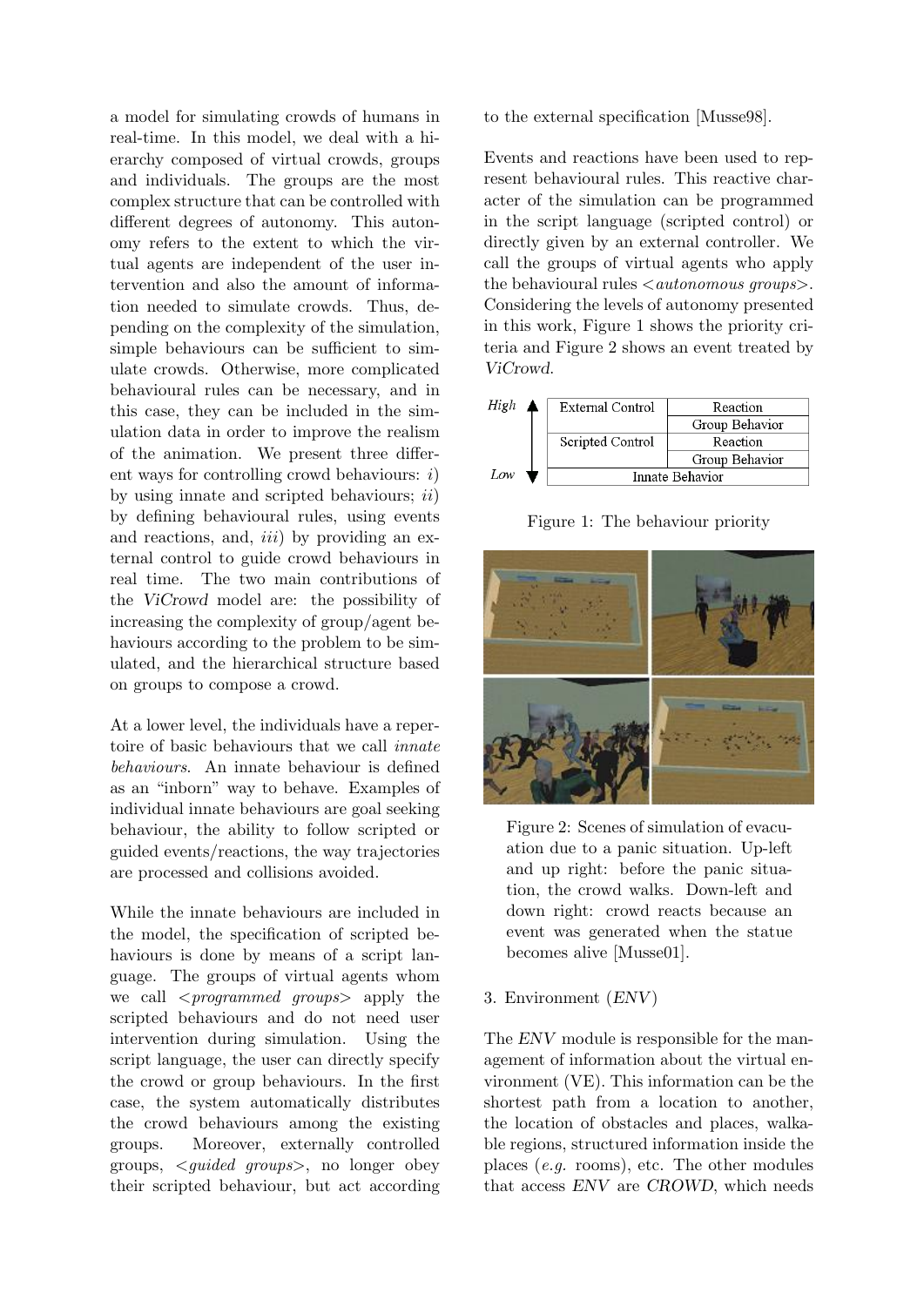a model for simulating crowds of humans in real-time. In this model, we deal with a hierarchy composed of virtual crowds, groups and individuals. The groups are the most complex structure that can be controlled with different degrees of autonomy. This autonomy refers to the extent to which the virtual agents are independent of the user intervention and also the amount of information needed to simulate crowds. Thus, depending on the complexity of the simulation, simple behaviours can be sufficient to simulate crowds. Otherwise, more complicated behavioural rules can be necessary, and in this case, they can be included in the simulation data in order to improve the realism of the animation. We present three different ways for controlling crowd behaviours: *i*) by using innate and scripted behaviours; *ii*) by defining behavioural rules, using events and reactions, and, *iii*) by providing an external control to guide crowd behaviours in real time. The two main contributions of the *ViCrowd* model are: the possibility of increasing the complexity of group/agent behaviours according to the problem to be simulated, and the hierarchical structure based on groups to compose a crowd.

At a lower level, the individuals have a repertoire of basic behaviours that we call *innate behaviours*. An innate behaviour is defined as an "inborn" way to behave. Examples of individual innate behaviours are goal seeking behaviour, the ability to follow scripted or guided events/reactions, the way trajectories are processed and collisions avoided.

While the innate behaviours are included in the model, the specification of scripted behaviours is done by means of a script language. The groups of virtual agents whom we call <*programmed groups*> apply the scripted behaviours and do not need user intervention during simulation. Using the script language, the user can directly specify the crowd or group behaviours. In the first case, the system automatically distributes the crowd behaviours among the existing groups. Moreover, externally controlled groups, <*guided groups*>, no longer obey their scripted behaviour, but act according to the external specification [Musse98].

Events and reactions have been used to represent behavioural rules. This reactive character of the simulation can be programmed in the script language (scripted control) or directly given by an external controller. We call the groups of virtual agents who apply the behavioural rules <*autonomous groups*>. Considering the levels of autonomy presented in this work, Figure 1 shows the priority criteria and Figure 2 shows an event treated by *ViCrowd*.

| Priority | Control | Behavior |
|---|---|---|
| High | External Control | Reaction |
| | | Group Behavior |
| | Scripted Control | Reaction |
| | | Group Behavior |
| Low | Innate Behavior | |

Figure 1: The behaviour priority

Figure 2: Scenes of simulation of evacuation due to a panic situation. Up-left and up right: before the panic situation, the crowd walks. Down-left and down right: crowd reacts because an event was generated when the statue becomes alive [Musse01].

## 3. Environment (*ENV*)

The *ENV* module is responsible for the management of information about the virtual environment (VE). This information can be the shortest path from a location to another, the location of obstacles and places, walkable regions, structured information inside the places (*e.g.* rooms), etc. The other modules that access *ENV* are *CROWD*, which needs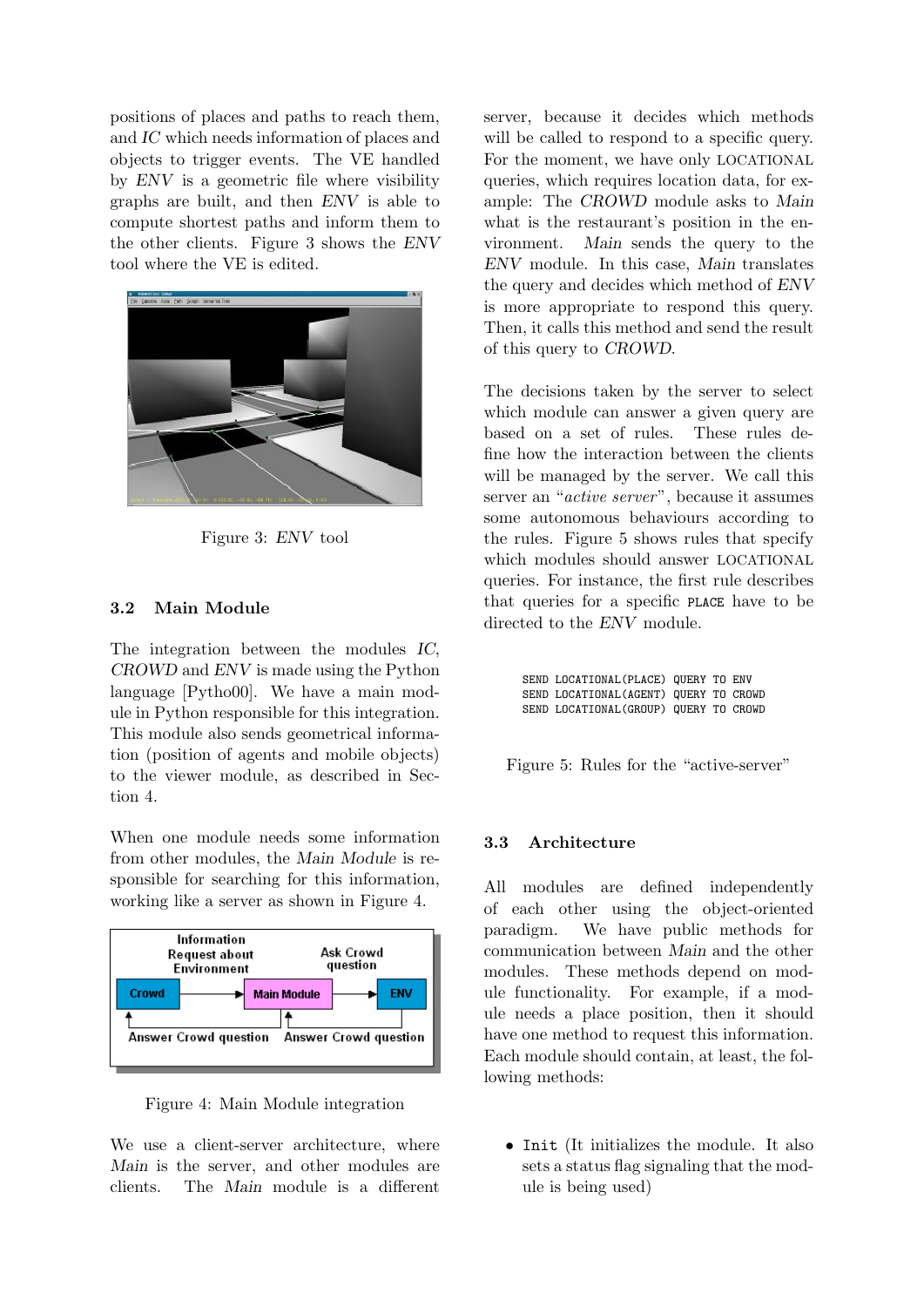positions of places and paths to reach them, and *IC* which needs information of places and objects to trigger events. The VE handled by *ENV* is a geometric file where visibility graphs are built, and then *ENV* is able to compute shortest paths and inform them to the other clients. Figure 3 shows the *ENV* tool where the VE is edited.

Figure 3: *ENV* tool

### 3.2 Main Module

The integration between the modules *IC*, *CROWD* and *ENV* is made using the Python language [Pytho00]. We have a main module in Python responsible for this integration. This module also sends geometrical information (position of agents and mobile objects) to the viewer module, as described in Section 4.

When one module needs some information from other modules, the *Main Module* is responsible for searching for this information, working like a server as shown in Figure 4.

Figure 4: Main Module integration

We use a client-server architecture, where *Main* is the server, and other modules are clients. The *Main* module is a different server, because it decides which methods will be called to respond to a specific query. For the moment, we have only LOCATIONAL queries, which requires location data, for example: The *CROWD* module asks to *Main* what is the restaurant's position in the environment. *Main* sends the query to the *ENV* module. In this case, *Main* translates the query and decides which method of *ENV* is more appropriate to respond this query. Then, it calls this method and send the result of this query to *CROWD*.

The decisions taken by the server to select which module can answer a given query are based on a set of rules. These rules define how the interaction between the clients will be managed by the server. We call this server an "*active server*", because it assumes some autonomous behaviours according to the rules. Figure 5 shows rules that specify which modules should answer LOCATIONAL queries. For instance, the first rule describes that queries for a specific `PLACE` have to be directed to the *ENV* module.

```
SEND LOCATIONAL(PLACE) QUERY TO ENV
SEND LOCATIONAL(AGENT) QUERY TO CROWD
SEND LOCATIONAL(GROUP) QUERY TO CROWD
```

Figure 5: Rules for the "active-server"

### 3.3 Architecture

All modules are defined independently of each other using the object-oriented paradigm. We have public methods for communication between *Main* and the other modules. These methods depend on module functionality. For example, if a module needs a place position, then it should have one method to request this information. Each module should contain, at least, the following methods:

- `Init` (It initializes the module. It also sets a status flag signaling that the module is being used)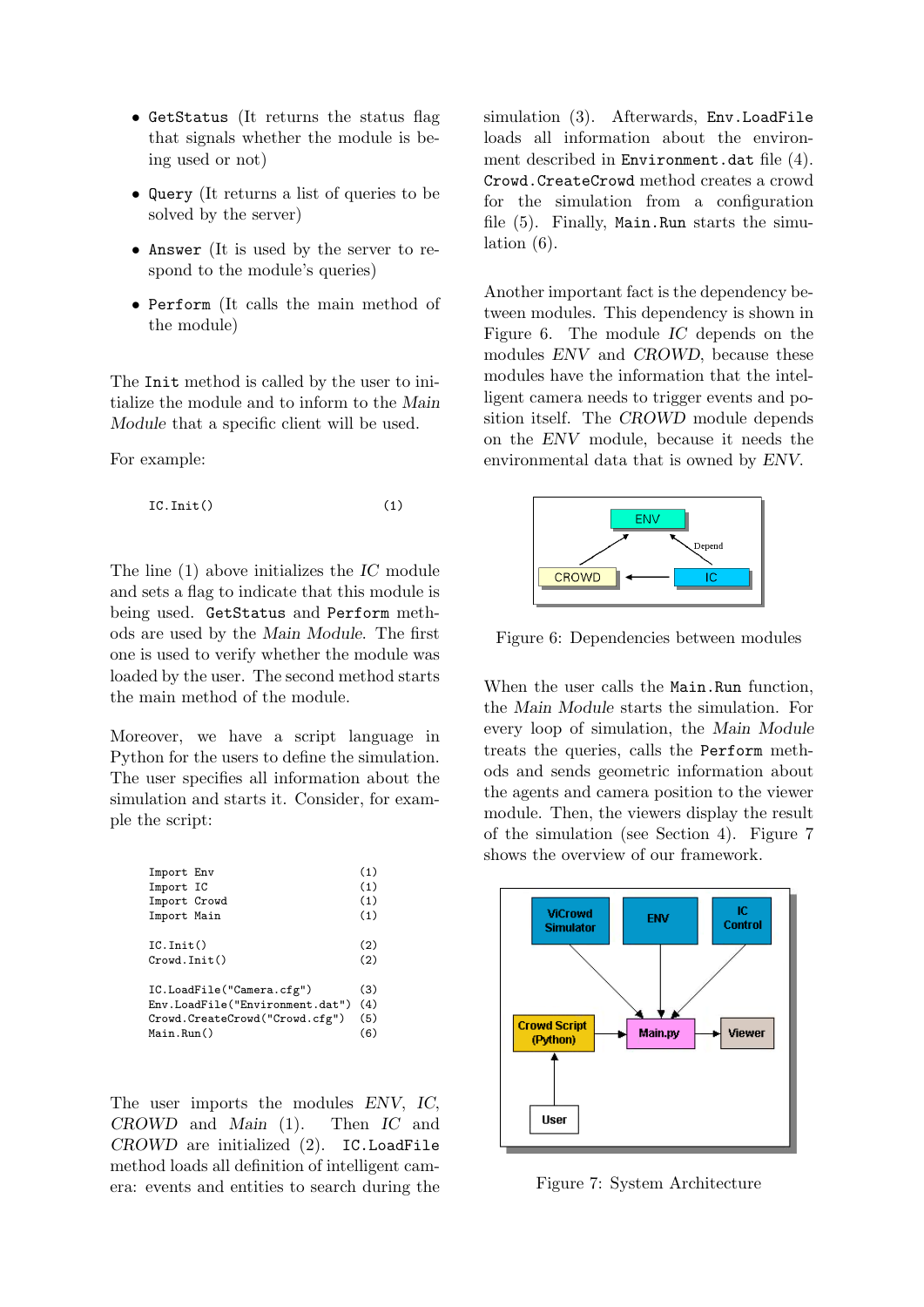- GetStatus (It returns the status flag that signals whether the module is being used or not)
- Query (It returns a list of queries to be solved by the server)
- Answer (It is used by the server to respond to the module's queries)
- Perform (It calls the main method of the module)

The Init method is called by the user to initialize the module and to inform to the *Main Module* that a specific client will be used.

For example:

```
IC.Init()                          (1)
```

The line (1) above initializes the *IC* module and sets a flag to indicate that this module is being used. GetStatus and Perform methods are used by the *Main Module*. The first one is used to verify whether the module was loaded by the user. The second method starts the main method of the module.

Moreover, we have a script language in Python for the users to define the simulation. The user specifies all information about the simulation and starts it. Consider, for example the script:

```
Import Env                         (1)
Import IC                          (1)
Import Crowd                       (1)
Import Main                        (1)

IC.Init()                          (2)
Crowd.Init()                       (2)

IC.LoadFile("Camera.cfg")          (3)
Env.LoadFile("Environment.dat")    (4)
Crowd.CreateCrowd("Crowd.cfg")     (5)
Main.Run()                         (6)
```

The user imports the modules *ENV*, *IC*, *CROWD* and *Main* (1). Then *IC* and *CROWD* are initialized (2). IC.LoadFile method loads all definition of intelligent camera: events and entities to search during the simulation (3). Afterwards, Env.LoadFile loads all information about the environment described in Environment.dat file (4). Crowd.CreateCrowd method creates a crowd for the simulation from a configuration file (5). Finally, Main.Run starts the simulation (6).

Another important fact is the dependency between modules. This dependency is shown in Figure 6. The module *IC* depends on the modules *ENV* and *CROWD*, because these modules have the information that the intelligent camera needs to trigger events and position itself. The *CROWD* module depends on the *ENV* module, because it needs the environmental data that is owned by *ENV*.

Figure 6: Dependencies between modules

When the user calls the Main.Run function, the *Main Module* starts the simulation. For every loop of simulation, the *Main Module* treats the queries, calls the Perform methods and sends geometric information about the agents and camera position to the viewer module. Then, the viewers display the result of the simulation (see Section 4). Figure 7 shows the overview of our framework.

Figure 7: System Architecture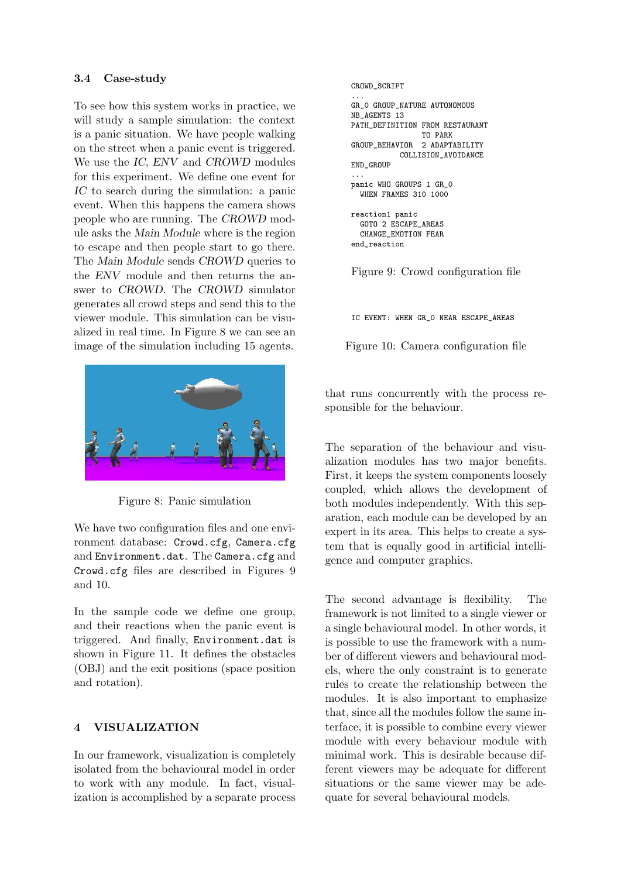### 3.4 Case-study

To see how this system works in practice, we will study a sample simulation: the context is a panic situation. We have people walking on the street when a panic event is triggered. We use the *IC*, *ENV* and *CROWD* modules for this experiment. We define one event for *IC* to search during the simulation: a panic event. When this happens the camera shows people who are running. The *CROWD* module asks the *Main Module* where is the region to escape and then people start to go there. The *Main Module* sends *CROWD* queries to the *ENV* module and then returns the answer to *CROWD*. The *CROWD* simulator generates all crowd steps and send this to the viewer module. This simulation can be visualized in real time. In Figure 8 we can see an image of the simulation including 15 agents.

Figure 8: Panic simulation

We have two configuration files and one environment database: `Crowd.cfg`, `Camera.cfg` and `Environment.dat`. The `Camera.cfg` and `Crowd.cfg` files are described in Figures 9 and 10.

In the sample code we define one group, and their reactions when the panic event is triggered. And finally, `Environment.dat` is shown in Figure 11. It defines the obstacles (OBJ) and the exit positions (space position and rotation).

```
CROWD_SCRIPT
...
GR_0 GROUP_NATURE AUTONOMOUS
NB_AGENTS 13
PATH_DEFINITION FROM RESTAURANT
                TO PARK
GROUP_BEHAVIOR  2 ADAPTABILITY
           COLLISION_AVOIDANCE
END_GROUP
...
panic WHO GROUPS 1 GR_0
  WHEN FRAMES 310 1000

reaction1 panic
  GOTO 2 ESCAPE_AREAS
  CHANGE_EMOTION FEAR
end_reaction
```

Figure 9: Crowd configuration file

```
IC EVENT: WHEN GR_0 NEAR ESCAPE_AREAS
```

Figure 10: Camera configuration file

## 4 VISUALIZATION

In our framework, visualization is completely isolated from the behavioural model in order to work with any module. In fact, visualization is accomplished by a separate process that runs concurrently with the process responsible for the behaviour.

The separation of the behaviour and visualization modules has two major benefits. First, it keeps the system components loosely coupled, which allows the development of both modules independently. With this separation, each module can be developed by an expert in its area. This helps to create a system that is equally good in artificial intelligence and computer graphics.

The second advantage is flexibility. The framework is not limited to a single viewer or a single behavioural model. In other words, it is possible to use the framework with a number of different viewers and behavioural models, where the only constraint is to generate rules to create the relationship between the modules. It is also important to emphasize that, since all the modules follow the same interface, it is possible to combine every viewer module with every behaviour module with minimal work. This is desirable because different viewers may be adequate for different situations or the same viewer may be adequate for several behavioural models.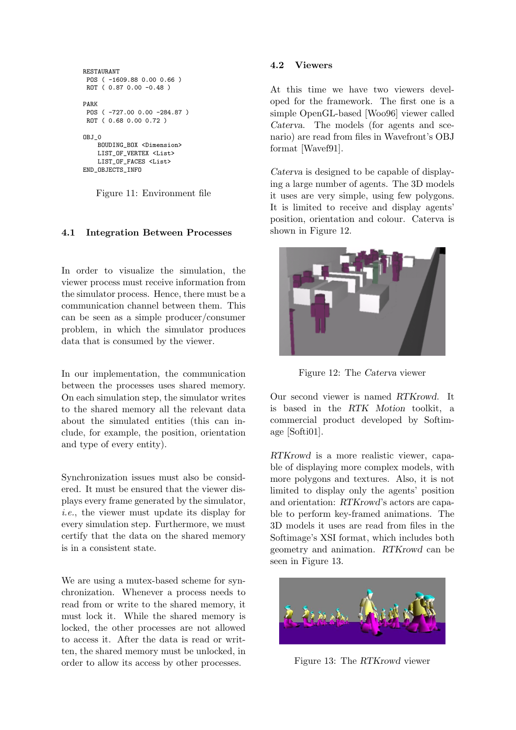```
RESTAURANT
 POS ( -1609.88 0.00 0.66 )
 ROT ( 0.87 0.00 -0.48 )

PARK
 POS ( -727.00 0.00 -284.87 )
 ROT ( 0.68 0.00 0.72 )

OBJ_0
    BOUDING_BOX <Dimension>
    LIST_OF_VERTEX <List>
    LIST_OF_FACES <List>
END_OBJECTS_INFO
```

Figure 11: Environment file

### 4.1 Integration Between Processes

In order to visualize the simulation, the viewer process must receive information from the simulator process. Hence, there must be a communication channel between them. This can be seen as a simple producer/consumer problem, in which the simulator produces data that is consumed by the viewer.

In our implementation, the communication between the processes uses shared memory. On each simulation step, the simulator writes to the shared memory all the relevant data about the simulated entities (this can include, for example, the position, orientation and type of every entity).

Synchronization issues must also be considered. It must be ensured that the viewer displays every frame generated by the simulator, *i.e.*, the viewer must update its display for every simulation step. Furthermore, we must certify that the data on the shared memory is in a consistent state.

We are using a mutex-based scheme for synchronization. Whenever a process needs to read from or write to the shared memory, it must lock it. While the shared memory is locked, the other processes are not allowed to access it. After the data is read or written, the shared memory must be unlocked, in order to allow its access by other processes.

### 4.2 Viewers

At this time we have two viewers developed for the framework. The first one is a simple OpenGL-based [Woo96] viewer called *Caterva*. The models (for agents and scenario) are read from files in Wavefront's OBJ format [Wavef91].

*Caterva* is designed to be capable of displaying a large number of agents. The 3D models it uses are very simple, using few polygons. It is limited to receive and display agents' position, orientation and colour. Caterva is shown in Figure 12.

Figure 12: The *Caterva* viewer

Our second viewer is named *RTKrowd*. It is based in the *RTK Motion* toolkit, a commercial product developed by Softimage [Softi01].

*RTKrowd* is a more realistic viewer, capable of displaying more complex models, with more polygons and textures. Also, it is not limited to display only the agents' position and orientation: *RTKrowd*'s actors are capable to perform key-framed animations. The 3D models it uses are read from files in the Softimage's XSI format, which includes both geometry and animation. *RTKrowd* can be seen in Figure 13.

Figure 13: The *RTKrowd* viewer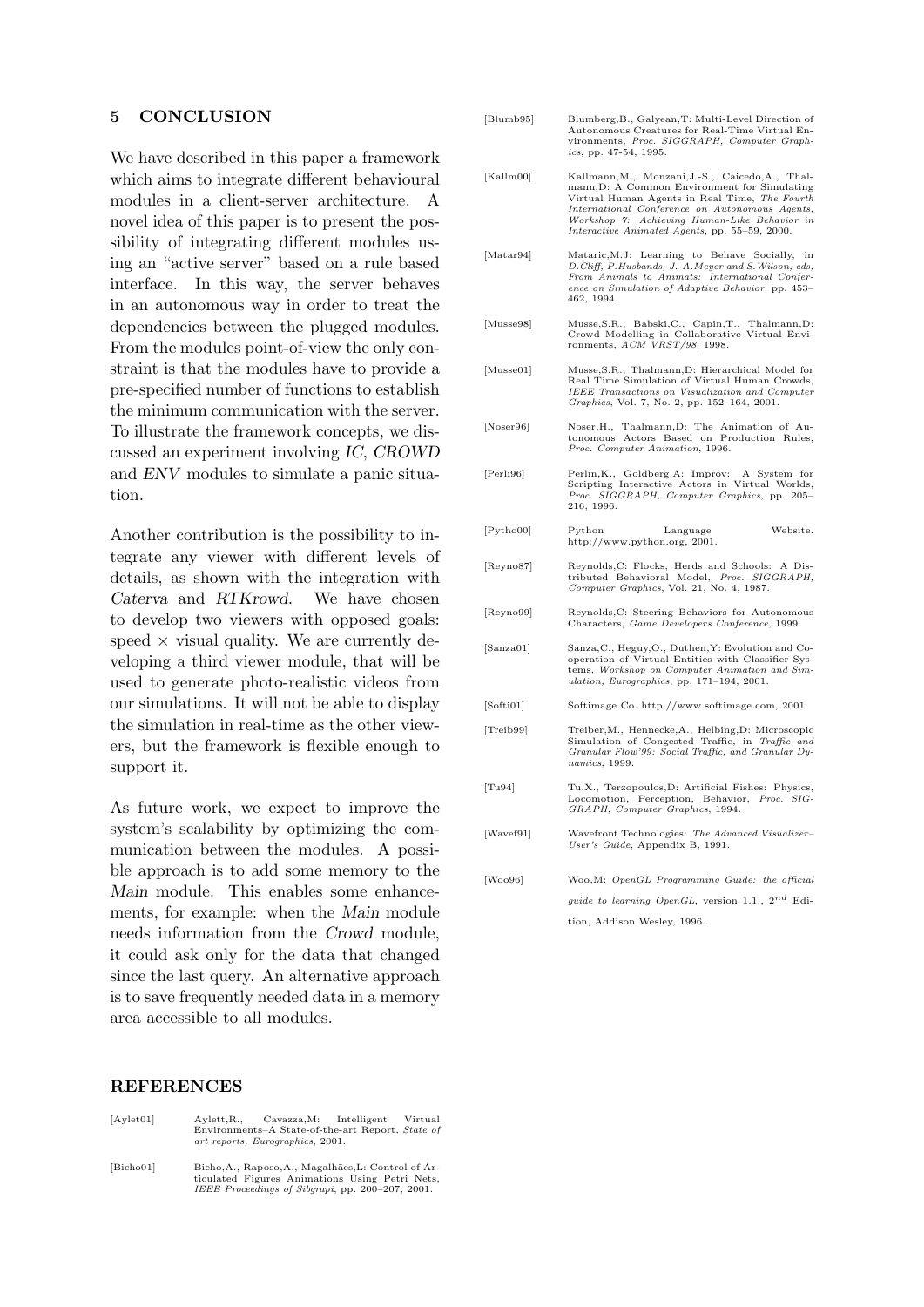## 5 CONCLUSION

We have described in this paper a framework which aims to integrate different behavioural modules in a client-server architecture. A novel idea of this paper is to present the possibility of integrating different modules using an "active server" based on a rule based interface. In this way, the server behaves in an autonomous way in order to treat the dependencies between the plugged modules. From the modules point-of-view the only constraint is that the modules have to provide a pre-specified number of functions to establish the minimum communication with the server. To illustrate the framework concepts, we discussed an experiment involving *IC*, *CROWD* and *ENV* modules to simulate a panic situation.

Another contribution is the possibility to integrate any viewer with different levels of details, as shown with the integration with *Caterva* and *RTKrowd*. We have chosen to develop two viewers with opposed goals: speed $\times$ visual quality. We are currently developing a third viewer module, that will be used to generate photo-realistic videos from our simulations. It will not be able to display the simulation in real-time as the other viewers, but the framework is flexible enough to support it.

As future work, we expect to improve the system's scalability by optimizing the communication between the modules. A possible approach is to add some memory to the *Main* module. This enables some enhancements, for example: when the *Main* module needs information from the *Crowd* module, it could ask only for the data that changed since the last query. An alternative approach is to save frequently needed data in a memory area accessible to all modules.

## REFERENCES

[Aylet01] Aylett,R., Cavazza,M: Intelligent Virtual Environments–A State-of-the-art Report, *State of art reports, Eurographics*, 2001.

[Bicho01] Bicho,A., Raposo,A., Magalhães,L: Control of Articulated Figures Animations Using Petri Nets, *IEEE Proceedings of Sibgrapi*, pp. 200–207, 2001.

[Blumb95] Blumberg,B., Galyean,T: Multi-Level Direction of Autonomous Creatures for Real-Time Virtual Environments, *Proc. SIGGRAPH, Computer Graphics*, pp. 47-54, 1995.

[Kallm00] Kallmann,M., Monzani,J.-S., Caicedo,A., Thalmann,D: A Common Environment for Simulating Virtual Human Agents in Real Time, *The Fourth International Conference on Autonomous Agents, Workshop 7: Achieving Human-Like Behavior in Interactive Animated Agents*, pp. 55–59, 2000.

[Matar94] Mataric,M.J: Learning to Behave Socially, in *D.Cliff, P.Husbands, J.-A.Meyer and S.Wilson, eds, From Animals to Animats: International Conference on Simulation of Adaptive Behavior*, pp. 453–462, 1994.

[Musse98] Musse,S.R., Babski,C., Capin,T., Thalmann,D: Crowd Modelling in Collaborative Virtual Environments, *ACM VRST/98*, 1998.

[Musse01] Musse,S.R., Thalmann,D: Hierarchical Model for Real Time Simulation of Virtual Human Crowds, *IEEE Transactions on Visualization and Computer Graphics*, Vol. 7, No. 2, pp. 152–164, 2001.

[Noser96] Noser,H., Thalmann,D: The Animation of Autonomous Actors Based on Production Rules, *Proc. Computer Animation*, 1996.

[Perli96] Perlin,K., Goldberg,A.: Improv: A System for Scripting Interactive Actors in Virtual Worlds, *Proc. SIGGRAPH, Computer Graphics*, pp. 205–216, 1996.

[Pytho00] Python Language Website. http://www.python.org, 2001.

[Reyno87] Reynolds,C: Flocks, Herds and Schools: A Distributed Behavioral Model, *Proc. SIGGRAPH, Computer Graphics*, Vol. 21, No. 4, 1987.

[Reyno99] Reynolds,C: Steering Behaviors for Autonomous Characters, *Game Developers Conference*, 1999.

[Sanza01] Sanza,C., Heguy,O., Duthen,Y: Evolution and Cooperation of Virtual Entities with Classifier Systems, *Workshop on Computer Animation and Simulation, Eurographics*, pp. 171–194, 2001.

[Softi01] Softimage Co. http://www.softimage.com, 2001.

[Treib99] Treiber,M., Hennecke,A., Helbing,D: Microscopic Simulation of Congested Traffic, in *Traffic and Granular Flow'99: Social Traffic, and Granular Dynamics*, 1999.

[Tu94] Tu,X., Terzopoulos,D: Artificial Fishes: Physics, Locomotion, Perception, Behavior, *Proc. SIGGRAPH, Computer Graphics*, 1994.

[Wavef91] Wavefront Technologies: *The Advanced Visualizer–User's Guide*, Appendix B, 1991.

[Woo96] Woo,M: *OpenGL Programming Guide: the official guide to learning OpenGL*, version 1.1., $2^{nd}$ Edition, Addison Wesley, 1996.